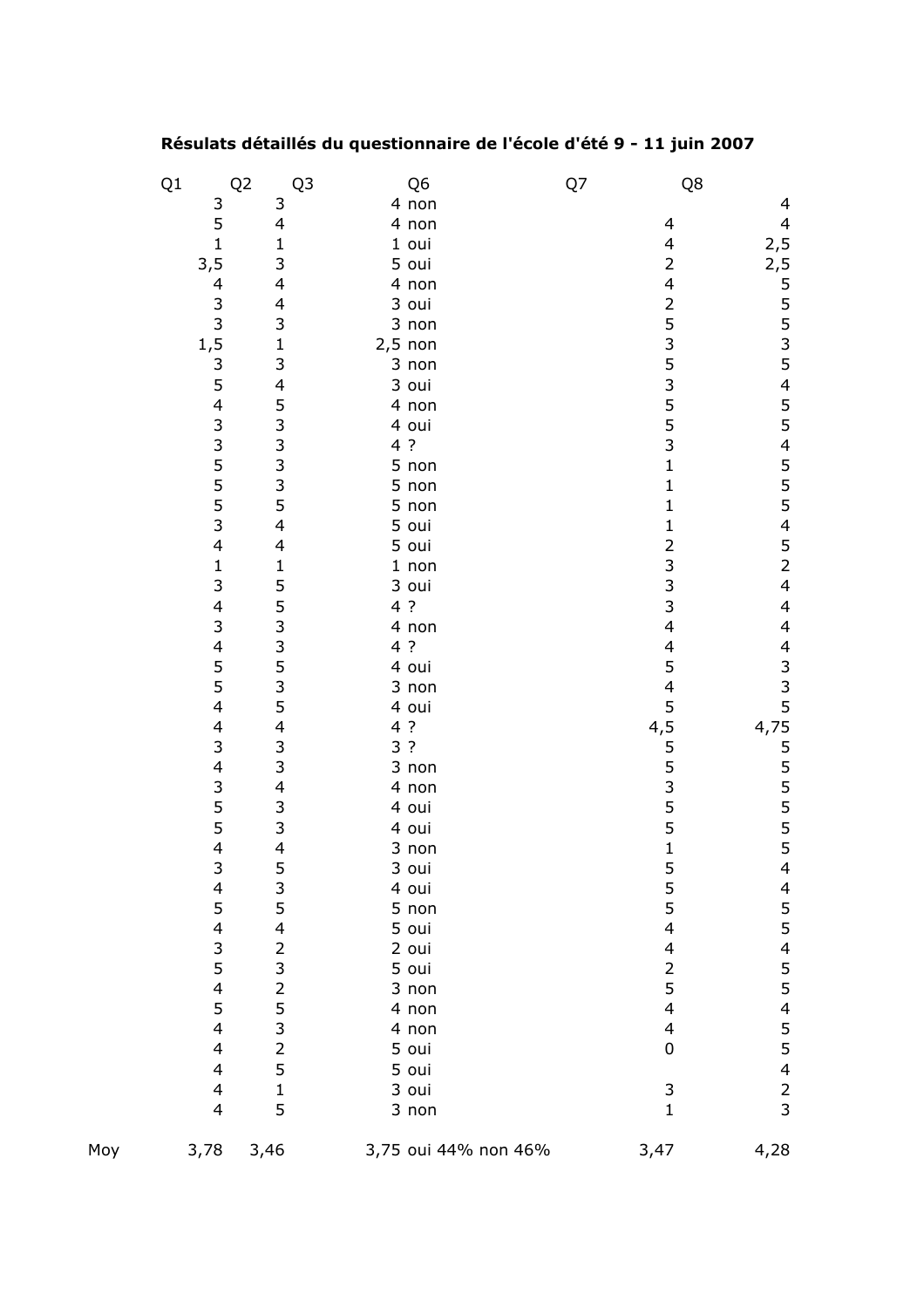**Résulats détaillés du questionnaire de l'école d'été 9 - 11 juin 2007**

| | Q1 | Q2 | Q3 | Q6 | Q7 | Q8 |
|---|---|---|---|---|---|---|
| | 3 | 3 | 4 | non | | 4 |
| | 5 | 4 | 4 | non | 4 | 4 |
| | 1 | 1 | 1 | oui | 4 | 2,5 |
| | 3,5 | 3 | 5 | oui | 2 | 2,5 |
| | 4 | 4 | 4 | non | 4 | 5 |
| | 3 | 4 | 3 | oui | 2 | 5 |
| | 3 | 3 | 3 | non | 5 | 5 |
| | 1,5 | 1 | 2,5 | non | 3 | 3 |
| | 3 | 3 | 3 | non | 5 | 5 |
| | 5 | 4 | 3 | oui | 3 | 4 |
| | 4 | 5 | 4 | non | 5 | 5 |
| | 3 | 3 | 4 | oui | 5 | 5 |
| | 3 | 3 | 4 | ? | 3 | 4 |
| | 5 | 3 | 5 | non | 1 | 5 |
| | 5 | 3 | 5 | non | 1 | 5 |
| | 5 | 5 | 5 | non | 1 | 5 |
| | 3 | 4 | 5 | oui | 1 | 4 |
| | 4 | 4 | 5 | oui | 2 | 5 |
| | 1 | 1 | 1 | non | 3 | 2 |
| | 3 | 5 | 3 | oui | 3 | 4 |
| | 4 | 5 | 4 | ? | 3 | 4 |
| | 3 | 3 | 4 | non | 4 | 4 |
| | 4 | 3 | 4 | ? | 4 | 4 |
| | 5 | 5 | 4 | oui | 5 | 3 |
| | 5 | 3 | 3 | non | 4 | 3 |
| | 4 | 5 | 4 | oui | 5 | 5 |
| | 4 | 4 | 4 | ? | 4,5 | 4,75 |
| | 3 | 3 | 3 | ? | 5 | 5 |
| | 4 | 3 | 3 | non | 5 | 5 |
| | 3 | 4 | 4 | non | 3 | 5 |
| | 5 | 3 | 4 | oui | 5 | 5 |
| | 5 | 3 | 4 | oui | 5 | 5 |
| | 4 | 4 | 3 | non | 1 | 5 |
| | 3 | 5 | 3 | oui | 5 | 4 |
| | 4 | 3 | 4 | oui | 5 | 4 |
| | 5 | 5 | 5 | non | 5 | 5 |
| | 4 | 4 | 5 | oui | 4 | 5 |
| | 3 | 2 | 2 | oui | 4 | 4 |
| | 5 | 3 | 5 | oui | 2 | 5 |
| | 4 | 2 | 3 | non | 5 | 5 |
| | 5 | 5 | 4 | non | 4 | 4 |
| | 4 | 3 | 4 | non | 4 | 5 |
| | 4 | 2 | 5 | oui | 0 | 5 |
| | 4 | 5 | 5 | oui | | 4 |
| | 4 | 1 | 3 | oui | 3 | 2 |
| | 4 | 5 | 3 | non | 1 | 3 |
| Moy | 3,78 | 3,46 | 3,75 | oui 44% non 46% | 3,47 | 4,28 |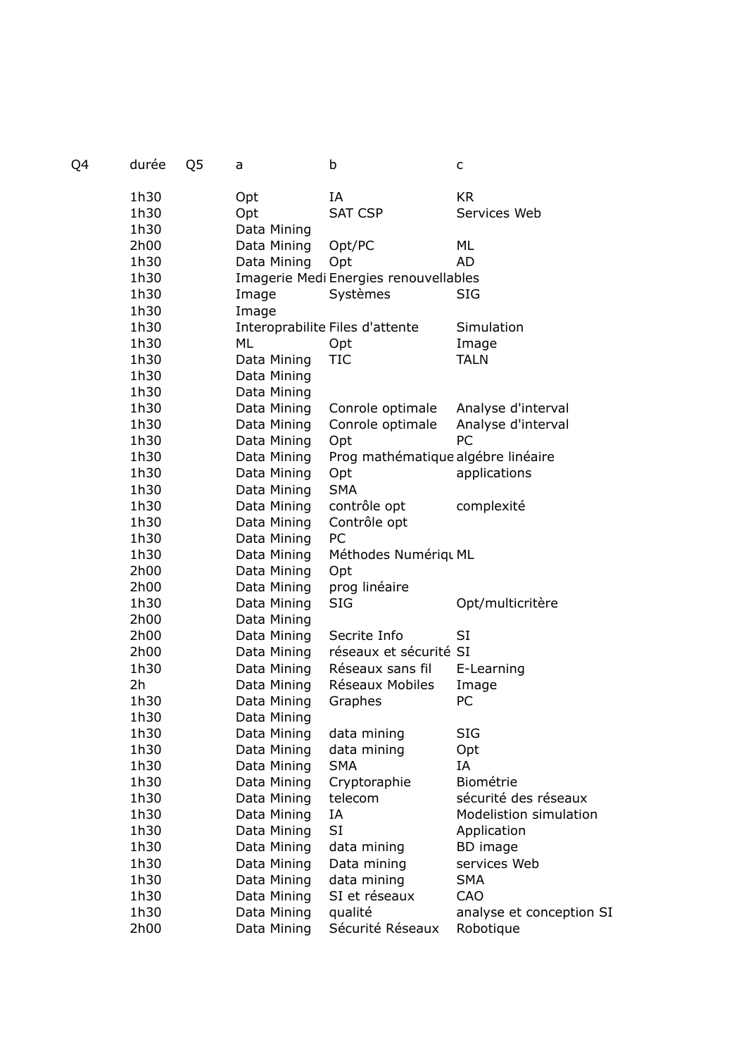| Q4 | durée | Q5 | a | b | c |
|---|---|---|---|---|---|
| | 1h30 | | Opt | IA | KR |
| | 1h30 | | Opt | SAT CSP | Services Web |
| | 1h30 | | Data Mining | | |
| | 2h00 | | Data Mining | Opt/PC | ML |
| | 1h30 | | Data Mining | Opt | AD |
| | 1h30 | | Imagerie Medi | Energies renouvellables | |
| | 1h30 | | Image | Systèmes | SIG |
| | 1h30 | | Image | | |
| | 1h30 | | Interoprabilite | Files d'attente | Simulation |
| | 1h30 | | ML | Opt | Image |
| | 1h30 | | Data Mining | TIC | TALN |
| | 1h30 | | Data Mining | | |
| | 1h30 | | Data Mining | | |
| | 1h30 | | Data Mining | Conrole optimale | Analyse d'interval |
| | 1h30 | | Data Mining | Conrole optimale | Analyse d'interval |
| | 1h30 | | Data Mining | Opt | PC |
| | 1h30 | | Data Mining | Prog mathématique | algébre linéaire |
| | 1h30 | | Data Mining | Opt | applications |
| | 1h30 | | Data Mining | SMA | |
| | 1h30 | | Data Mining | contrôle opt | complexité |
| | 1h30 | | Data Mining | Contrôle opt | |
| | 1h30 | | Data Mining | PC | |
| | 1h30 | | Data Mining | Méthodes Numériqu | ML |
| | 2h00 | | Data Mining | Opt | |
| | 2h00 | | Data Mining | prog linéaire | |
| | 1h30 | | Data Mining | SIG | Opt/multicritère |
| | 2h00 | | Data Mining | | |
| | 2h00 | | Data Mining | Secrite Info | SI |
| | 2h00 | | Data Mining | réseaux et sécurité | SI |
| | 1h30 | | Data Mining | Réseaux sans fil | E-Learning |
| | 2h | | Data Mining | Réseaux Mobiles | Image |
| | 1h30 | | Data Mining | Graphes | PC |
| | 1h30 | | Data Mining | | |
| | 1h30 | | Data Mining | data mining | SIG |
| | 1h30 | | Data Mining | data mining | Opt |
| | 1h30 | | Data Mining | SMA | IA |
| | 1h30 | | Data Mining | Cryptoraphie | Biométrie |
| | 1h30 | | Data Mining | telecom | sécurité des réseaux |
| | 1h30 | | Data Mining | IA | Modelistion simulation |
| | 1h30 | | Data Mining | SI | Application |
| | 1h30 | | Data Mining | data mining | BD image |
| | 1h30 | | Data Mining | Data mining | services Web |
| | 1h30 | | Data Mining | data mining | SMA |
| | 1h30 | | Data Mining | SI et réseaux | CAO |
| | 1h30 | | Data Mining | qualité | analyse et conception SI |
| | 2h00 | | Data Mining | Sécurité Réseaux | Robotique |